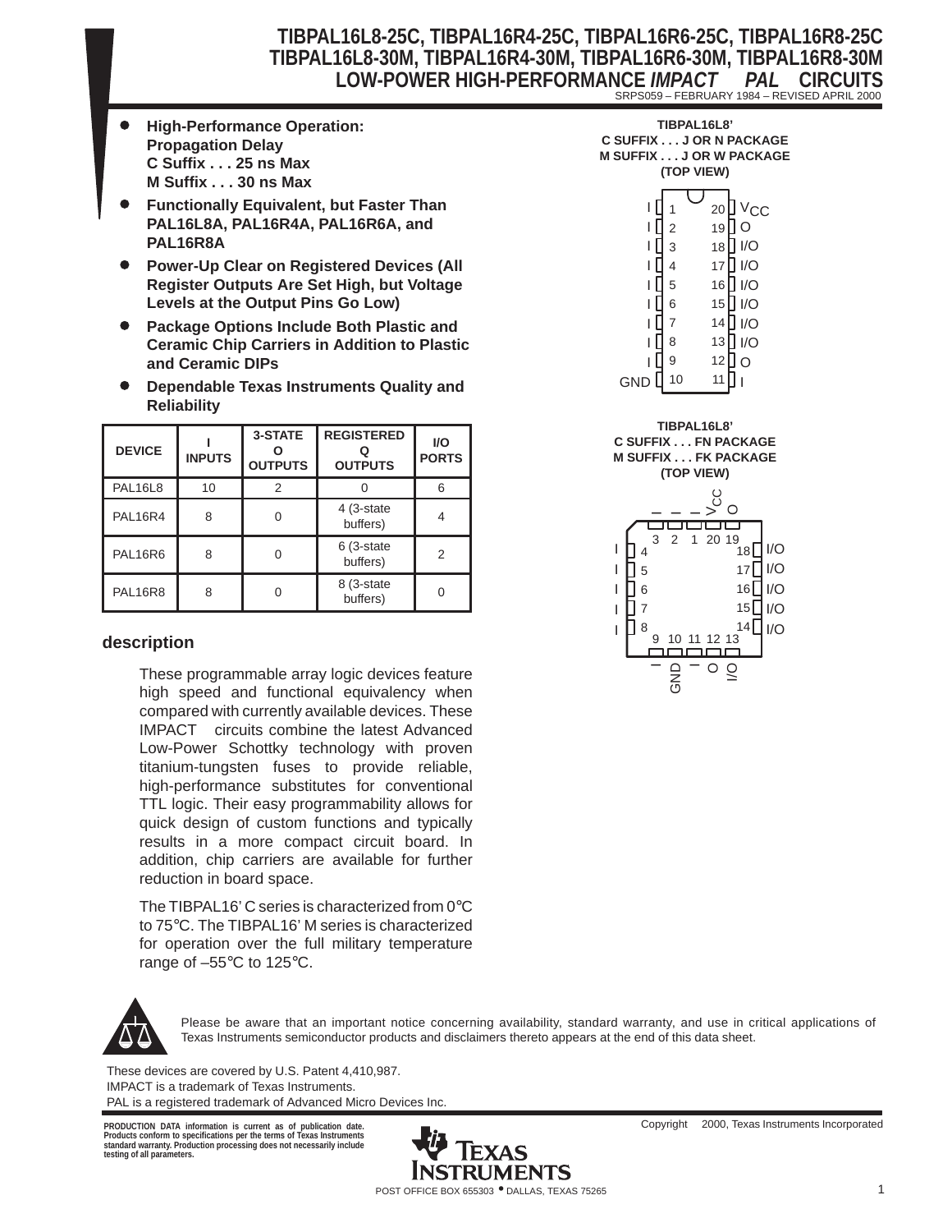# TIBPAL16L8-25C, TIBPAL16R4-25C, TIBPAL16R6-25C, TIBPAL16R8-25C
# TIBPAL16L8-30M, TIBPAL16R4-30M, TIBPAL16R6-30M, TIBPAL16R8-30M
# LOW-POWER HIGH-PERFORMANCE *IMPACT* *PAL* CIRCUITS

SRPS059 – FEBRUARY 1984 – REVISED APRIL 2000

- **High-Performance Operation: Propagation Delay**
  **C Suffix . . . 25 ns Max**
  **M Suffix . . . 30 ns Max**
- **Functionally Equivalent, but Faster Than PAL16L8A, PAL16R4A, PAL16R6A, and PAL16R8A**
- **Power-Up Clear on Registered Devices (All Register Outputs Are Set High, but Voltage Levels at the Output Pins Go Low)**
- **Package Options Include Both Plastic and Ceramic Chip Carriers in Addition to Plastic and Ceramic DIPs**
- **Dependable Texas Instruments Quality and Reliability**

| DEVICE | I INPUTS | 3-STATE O OUTPUTS | REGISTERED Q OUTPUTS | I/O PORTS |
|---|---|---|---|---|
| PAL16L8 | 10 | 2 | 0 | 6 |
| PAL16R4 | 8 | 0 | 4 (3-state buffers) | 4 |
| PAL16R6 | 8 | 0 | 6 (3-state buffers) | 2 |
| PAL16R8 | 8 | 0 | 8 (3-state buffers) | 0 |

**TIBPAL16L8'**
**C SUFFIX . . . J OR N PACKAGE**
**M SUFFIX . . . J OR W PACKAGE**
**(TOP VIEW)**

| Signal | Pin | Pin | Signal |
|---|---|---|---|
| I | 1 | 20 | $V_{CC}$ |
| I | 2 | 19 | O |
| I | 3 | 18 | I/O |
| I | 4 | 17 | I/O |
| I | 5 | 16 | I/O |
| I | 6 | 15 | I/O |
| I | 7 | 14 | I/O |
| I | 8 | 13 | I/O |
| I | 9 | 12 | O |
| GND | 10 | 11 | I |

**TIBPAL16L8'**
**C SUFFIX . . . FN PACKAGE**
**M SUFFIX . . . FK PACKAGE**
**(TOP VIEW)**

| Pin | Signal |
|---|---|
| 1 | I |
| 2 | I |
| 3 | I |
| 4 | I |
| 5 | I |
| 6 | I |
| 7 | I |
| 8 | I |
| 9 | I |
| 10 | GND |
| 11 | I |
| 12 | O |
| 13 | I/O |
| 14 | I/O |
| 15 | I/O |
| 16 | I/O |
| 17 | I/O |
| 18 | I/O |
| 19 | O |
| 20 | $V_{CC}$ |

## description

These programmable array logic devices feature high speed and functional equivalency when compared with currently available devices. These IMPACT circuits combine the latest Advanced Low-Power Schottky technology with proven titanium-tungsten fuses to provide reliable, high-performance substitutes for conventional TTL logic. Their easy programmability allows for quick design of custom functions and typically results in a more compact circuit board. In addition, chip carriers are available for further reduction in board space.

The TIBPAL16' C series is characterized from 0°C to 75°C. The TIBPAL16' M series is characterized for operation over the full military temperature range of –55°C to 125°C.

Please be aware that an important notice concerning availability, standard warranty, and use in critical applications of Texas Instruments semiconductor products and disclaimers thereto appears at the end of this data sheet.

These devices are covered by U.S. Patent 4,410,987.
IMPACT is a trademark of Texas Instruments.
PAL is a registered trademark of Advanced Micro Devices Inc.

PRODUCTION DATA information is current as of publication date. Products conform to specifications per the terms of Texas Instruments standard warranty. Production processing does not necessarily include testing of all parameters.

Copyright © 2000, Texas Instruments Incorporated

POST OFFICE BOX 655303 • DALLAS, TEXAS 75265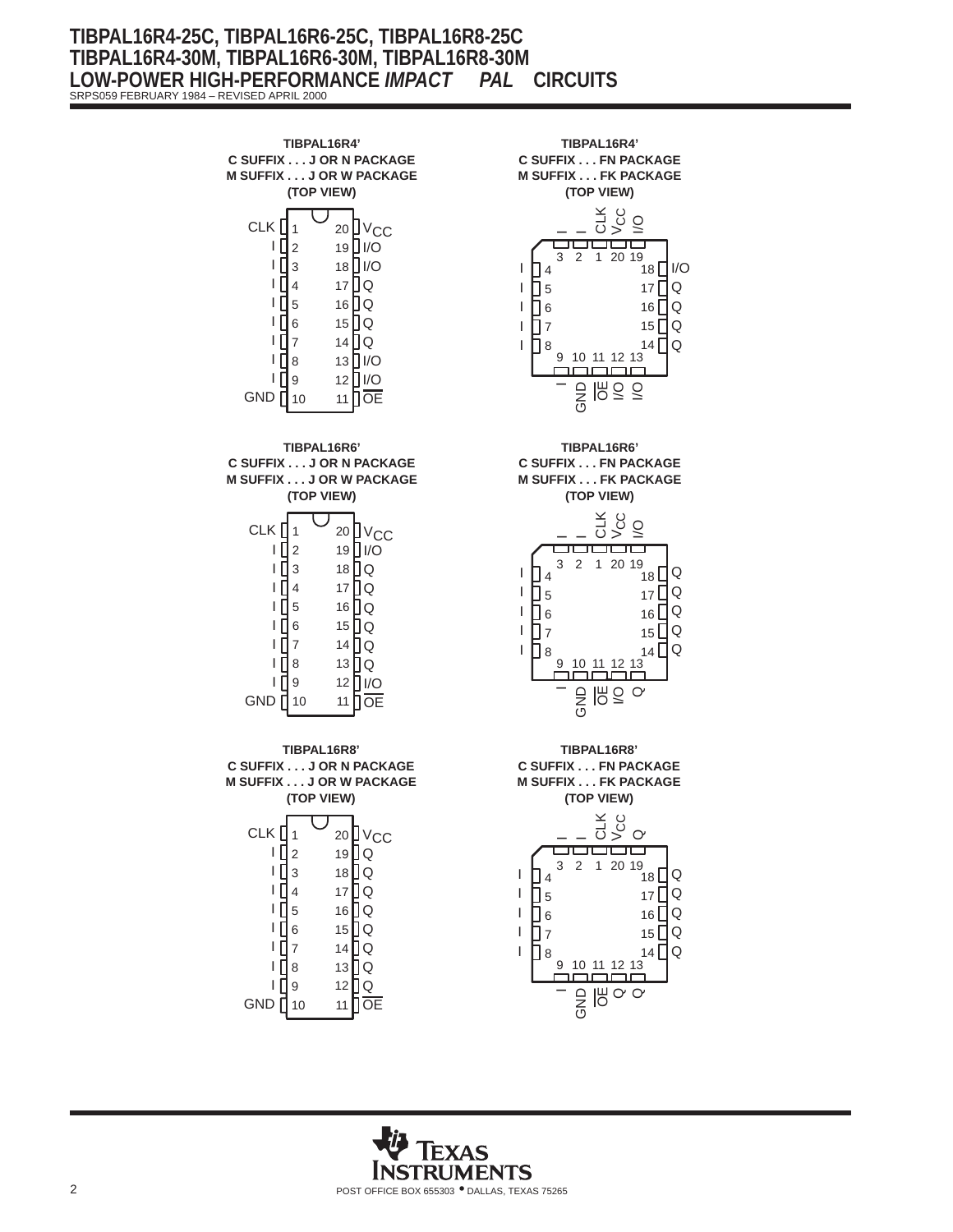**TIBPAL16R4'**
**C SUFFIX . . . J OR N PACKAGE**
**M SUFFIX . . . J OR W PACKAGE**
**(TOP VIEW)**

| Pin | Name | Pin | Name |
|---|---|---|---|
| 1 | CLK | 20 | $V_{CC}$ |
| 2 | I | 19 | I/O |
| 3 | I | 18 | I/O |
| 4 | I | 17 | Q |
| 5 | I | 16 | Q |
| 6 | I | 15 | Q |
| 7 | I | 14 | Q |
| 8 | I | 13 | I/O |
| 9 | I | 12 | I/O |
| 10 | GND | 11 | $\overline{OE}$ |

**TIBPAL16R4'**
**C SUFFIX . . . FN PACKAGE**
**M SUFFIX . . . FK PACKAGE**
**(TOP VIEW)**

| Pin | Name | Pin | Name | Pin | Name | Pin | Name |
|---|---|---|---|---|---|---|---|
| 3 | I | 4 | I | 9 | I | 18 | I/O |
| 2 | I | 5 | I | 10 | GND | 17 | Q |
| 1 | CLK | 6 | I | 11 | $\overline{OE}$ | 16 | Q |
| 20 | $V_{CC}$ | 7 | I | 12 | I/O | 15 | Q |
| 19 | I/O | 8 | I | 13 | I/O | 14 | Q |

**TIBPAL16R6'**
**C SUFFIX . . . J OR N PACKAGE**
**M SUFFIX . . . J OR W PACKAGE**
**(TOP VIEW)**

| Pin | Name | Pin | Name |
|---|---|---|---|
| 1 | CLK | 20 | $V_{CC}$ |
| 2 | I | 19 | I/O |
| 3 | I | 18 | Q |
| 4 | I | 17 | Q |
| 5 | I | 16 | Q |
| 6 | I | 15 | Q |
| 7 | I | 14 | Q |
| 8 | I | 13 | Q |
| 9 | I | 12 | I/O |
| 10 | GND | 11 | $\overline{OE}$ |

**TIBPAL16R6'**
**C SUFFIX . . . FN PACKAGE**
**M SUFFIX . . . FK PACKAGE**
**(TOP VIEW)**

| Pin | Name | Pin | Name | Pin | Name | Pin | Name |
|---|---|---|---|---|---|---|---|
| 3 | I | 4 | I | 9 | I | 18 | Q |
| 2 | I | 5 | I | 10 | GND | 17 | Q |
| 1 | CLK | 6 | I | 11 | $\overline{OE}$ | 16 | Q |
| 20 | $V_{CC}$ | 7 | I | 12 | I/O | 15 | Q |
| 19 | I/O | 8 | I | 13 | Q | 14 | Q |

**TIBPAL16R8'**
**C SUFFIX . . . J OR N PACKAGE**
**M SUFFIX . . . J OR W PACKAGE**
**(TOP VIEW)**

| Pin | Name | Pin | Name |
|---|---|---|---|
| 1 | CLK | 20 | $V_{CC}$ |
| 2 | I | 19 | Q |
| 3 | I | 18 | Q |
| 4 | I | 17 | Q |
| 5 | I | 16 | Q |
| 6 | I | 15 | Q |
| 7 | I | 14 | Q |
| 8 | I | 13 | Q |
| 9 | I | 12 | Q |
| 10 | GND | 11 | $\overline{OE}$ |

**TIBPAL16R8'**
**C SUFFIX . . . FN PACKAGE**
**M SUFFIX . . . FK PACKAGE**
**(TOP VIEW)**

| Pin | Name | Pin | Name | Pin | Name | Pin | Name |
|---|---|---|---|---|---|---|---|
| 3 | I | 4 | I | 9 | I | 18 | Q |
| 2 | I | 5 | I | 10 | GND | 17 | Q |
| 1 | CLK | 6 | I | 11 | $\overline{OE}$ | 16 | Q |
| 20 | $V_{CC}$ | 7 | I | 12 | Q | 15 | Q |
| 19 | Q | 8 | I | 13 | Q | 14 | Q |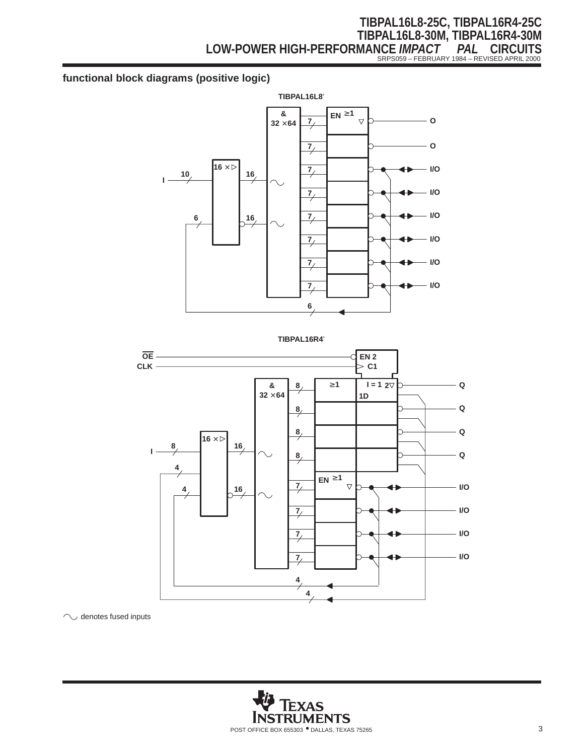## functional block diagrams (positive logic)

**TIBPAL16L8'**

**TIBPAL16R4'**

∼ denotes fused inputs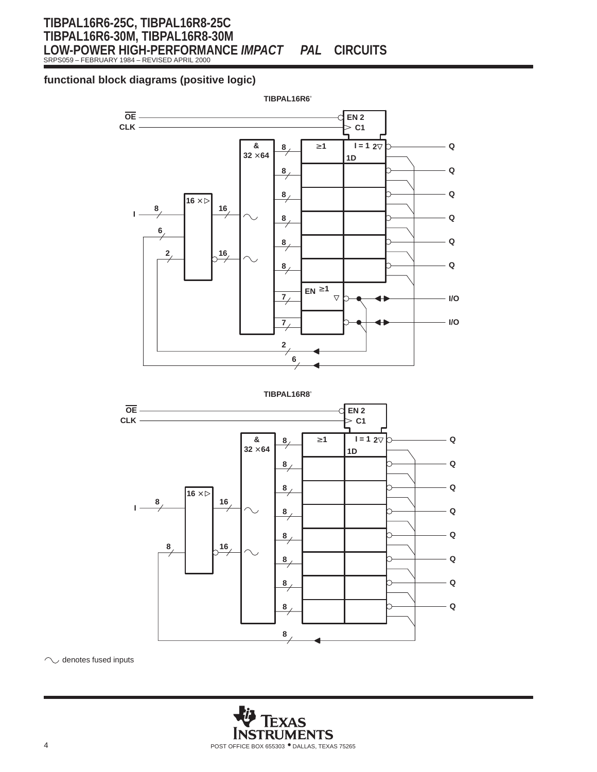## functional block diagrams (positive logic)

TIBPAL16R6'

TIBPAL16R8'

∿ denotes fused inputs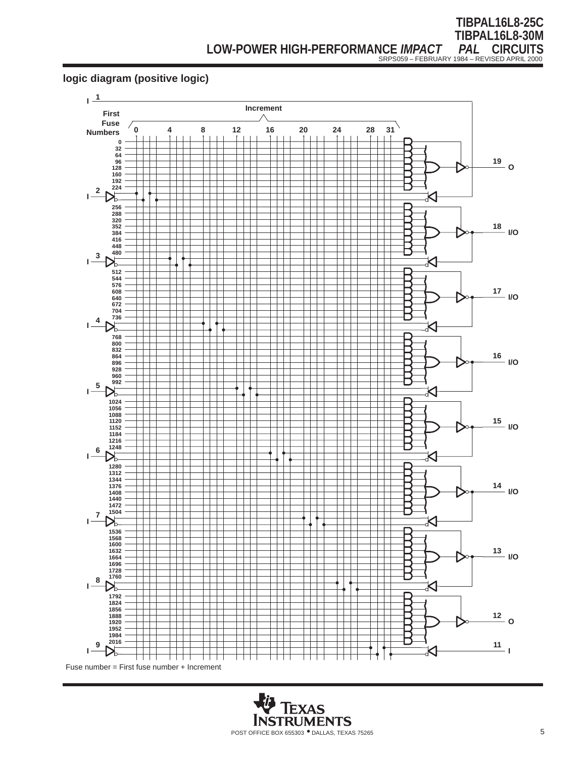## logic diagram (positive logic)

Fuse number = First fuse number + Increment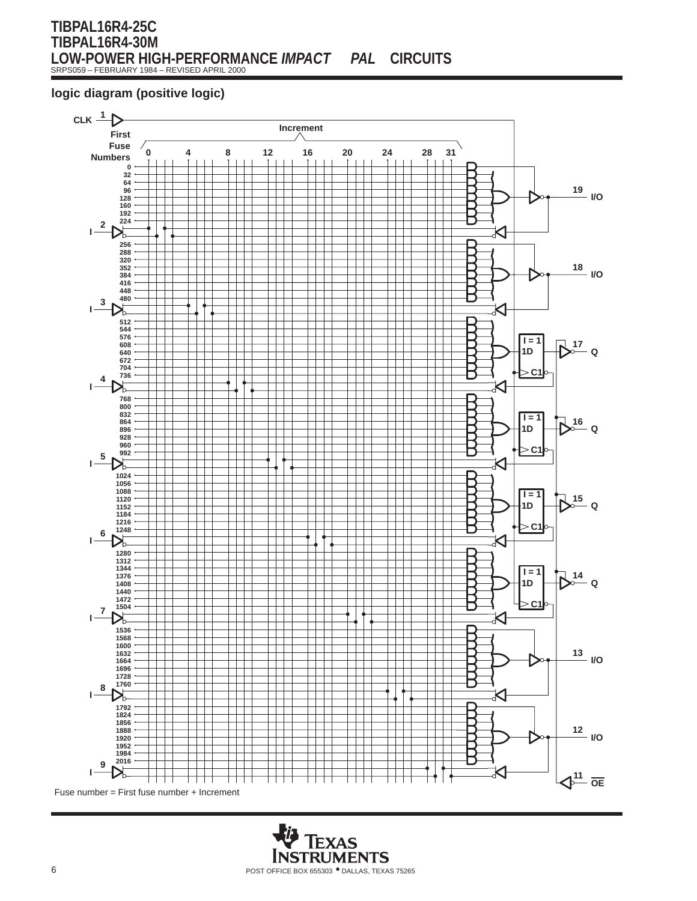### logic diagram (positive logic)

CLK 1

Increment

First Fuse Numbers: 0, 32, 64, 96, 128, 160, 192, 224, 256, 288, 320, 352, 384, 416, 448, 480, 512, 544, 576, 608, 640, 672, 704, 736, 768, 800, 832, 864, 896, 928, 960, 992, 1024, 1056, 1088, 1120, 1152, 1184, 1216, 1248, 1280, 1312, 1344, 1376, 1408, 1440, 1472, 1504, 1536, 1568, 1600, 1632, 1664, 1696, 1728, 1760, 1792, 1824, 1856, 1888, 1920, 1952, 1984, 2016

Increment: 0, 4, 8, 12, 16, 20, 24, 28, 31

Inputs: I 2, I 3, I 4, I 5, I 6, I 7, I 8, I 9

Outputs: 19 I/O, 18 I/O, 17 Q, 16 Q, 15 Q, 14 Q, 13 I/O, 12 I/O, 11 $\overline{OE}$

Registers: I = 1, 1D, C1

Fuse number = First fuse number + Increment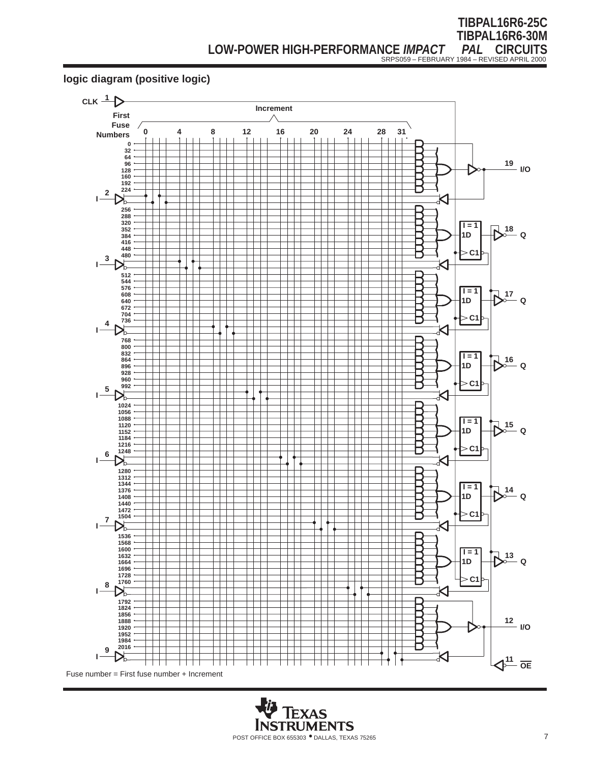## logic diagram (positive logic)

CLK 1

Increment

First Fuse Numbers: 0, 4, 8, 12, 16, 20, 24, 28, 31

0, 32, 64, 96, 128, 160, 192, 224 → 19 I/O

2 I

256, 288, 320, 352, 384, 416, 448, 480 → I = 1, 1D, C1 → 18 Q

3 I

512, 544, 576, 608, 640, 672, 704, 736 → I = 1, 1D, C1 → 17 Q

4 I

768, 800, 832, 864, 896, 928, 960, 992 → I = 1, 1D, C1 → 16 Q

5 I

1024, 1056, 1088, 1120, 1152, 1184, 1216, 1248 → I = 1, 1D, C1 → 15 Q

6 I

1280, 1312, 1344, 1376, 1408, 1440, 1472, 1504 → I = 1, 1D, C1 → 14 Q

7 I

1536, 1568, 1600, 1632, 1664, 1696, 1728, 1760 → I = 1, 1D, C1 → 13 Q

8 I

1792, 1824, 1856, 1888, 1920, 1952, 1984, 2016 → 12 I/O

9 I

11 $\overline{OE}$

Fuse number = First fuse number + Increment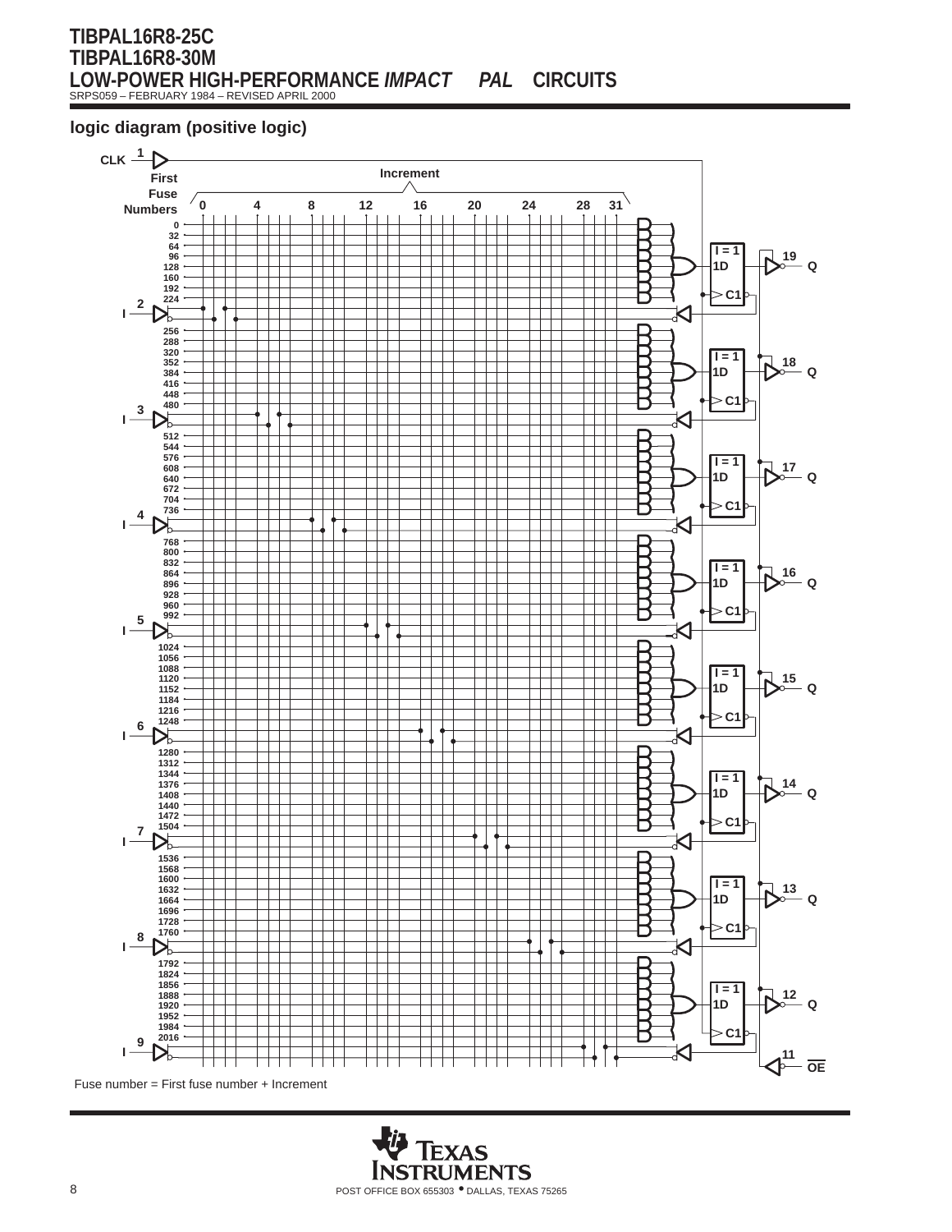## logic diagram (positive logic)

CLK 1

Increment

First Fuse Numbers: 0, 32, 64, 96, 128, 160, 192, 224, 256, 288, 320, 352, 384, 416, 448, 480, 512, 544, 576, 608, 640, 672, 704, 736, 768, 800, 832, 864, 896, 928, 960, 992, 1024, 1056, 1088, 1120, 1152, 1184, 1216, 1248, 1280, 1312, 1344, 1376, 1408, 1440, 1472, 1504, 1536, 1568, 1600, 1632, 1664, 1696, 1728, 1760, 1792, 1824, 1856, 1888, 1920, 1952, 1984, 2016

Increment: 0, 4, 8, 12, 16, 20, 24, 28, 31

Inputs: I 2, I 3, I 4, I 5, I 6, I 7, I 8, I 9

Outputs (I = 1, 1D, C1): Q 19, Q 18, Q 17, Q 16, Q 15, Q 14, Q 13, Q 12

11 $\overline{OE}$

Fuse number = First fuse number + Increment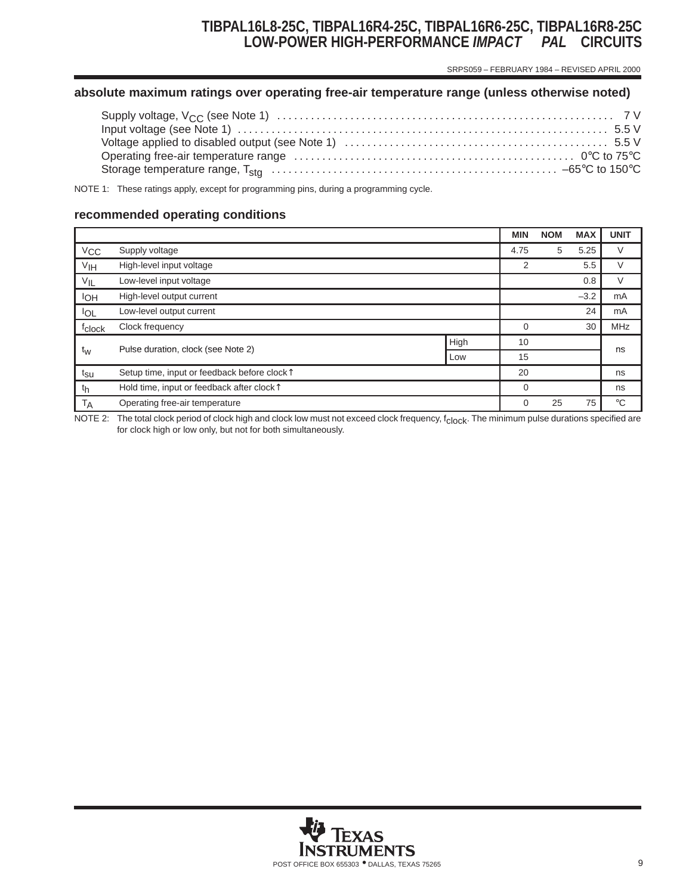### absolute maximum ratings over operating free-air temperature range (unless otherwise noted)

Supply voltage, $V_{CC}$ (see Note 1) .......... 7 V
Input voltage (see Note 1) .......... 5.5 V
Voltage applied to disabled output (see Note 1) .......... 5.5 V
Operating free-air temperature range .......... 0°C to 75°C
Storage temperature range, $T_{stg}$ .......... –65°C to 150°C

NOTE 1: These ratings apply, except for programming pins, during a programming cycle.

### recommended operating conditions

| | | | MIN | NOM | MAX | UNIT |
|---|---|---|---|---|---|---|
| $V_{CC}$ | Supply voltage | | 4.75 | 5 | 5.25 | V |
| $V_{IH}$ | High-level input voltage | | 2 | | 5.5 | V |
| $V_{IL}$ | Low-level input voltage | | | | 0.8 | V |
| $I_{OH}$ | High-level output current | | | | –3.2 | mA |
| $I_{OL}$ | Low-level output current | | | | 24 | mA |
| $f_{clock}$ | Clock frequency | | 0 | | 30 | MHz |
| $t_w$ | Pulse duration, clock (see Note 2) | High | 10 | | | ns |
| | | Low | 15 | | | |
| $t_{su}$ | Setup time, input or feedback before clock↑ | | 20 | | | ns |
| $t_h$ | Hold time, input or feedback after clock↑ | | 0 | | | ns |
| $T_A$ | Operating free-air temperature | | 0 | 25 | 75 | °C |

NOTE 2: The total clock period of clock high and clock low must not exceed clock frequency, $f_{clock}$. The minimum pulse durations specified are for clock high or low only, but not for both simultaneously.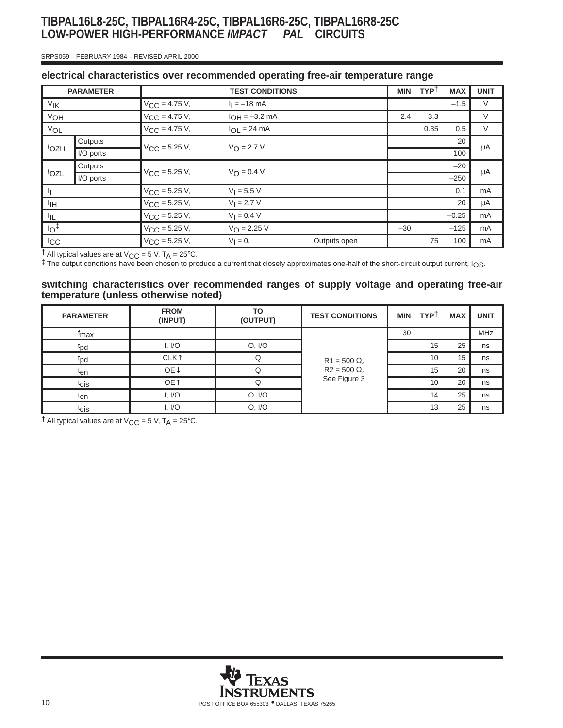## electrical characteristics over recommended operating free-air temperature range

| PARAMETER | | TEST CONDITIONS | | | MIN | TYP† | MAX | UNIT |
|---|---|---|---|---|---|---|---|---|
| $V_{IK}$ | | $V_{CC}$ = 4.75 V, | $I_I$ = –18 mA | | | | –1.5 | V |
| $V_{OH}$ | | $V_{CC}$ = 4.75 V, | $I_{OH}$ = –3.2 mA | | 2.4 | 3.3 | | V |
| $V_{OL}$ | | $V_{CC}$ = 4.75 V, | $I_{OL}$ = 24 mA | | | 0.35 | 0.5 | V |
| $I_{OZH}$ | Outputs | $V_{CC}$ = 5.25 V, | $V_O$ = 2.7 V | | | | 20 | μA |
| | I/O ports | | | | | | 100 | |
| $I_{OZL}$ | Outputs | $V_{CC}$ = 5.25 V, | $V_O$ = 0.4 V | | | | –20 | μA |
| | I/O ports | | | | | | –250 | |
| $I_I$ | | $V_{CC}$ = 5.25 V, | $V_I$ = 5.5 V | | | | 0.1 | mA |
| $I_{IH}$ | | $V_{CC}$ = 5.25 V, | $V_I$ = 2.7 V | | | | 20 | μA |
| $I_{IL}$ | | $V_{CC}$ = 5.25 V, | $V_I$ = 0.4 V | | | | –0.25 | mA |
| $I_O$‡ | | $V_{CC}$ = 5.25 V, | $V_O$ = 2.25 V | | –30 | | –125 | mA |
| $I_{CC}$ | | $V_{CC}$ = 5.25 V, | $V_I$ = 0, | Outputs open | | 75 | 100 | mA |

† All typical values are at $V_{CC}$ = 5 V, $T_A$ = 25°C.
‡ The output conditions have been chosen to produce a current that closely approximates one-half of the short-circuit output current, $I_{OS}$.

## switching characteristics over recommended ranges of supply voltage and operating free-air temperature (unless otherwise noted)

| PARAMETER | FROM (INPUT) | TO (OUTPUT) | TEST CONDITIONS | MIN | TYP† | MAX | UNIT |
|---|---|---|---|---|---|---|---|
| $f_{max}$ | | | R1 = 500 Ω, R2 = 500 Ω, See Figure 3 | 30 | | | MHz |
| $t_{pd}$ | I, I/O | O, I/O | | | 15 | 25 | ns |
| $t_{pd}$ | CLK↑ | Q | | | 10 | 15 | ns |
| $t_{en}$ | OE↓ | Q | | | 15 | 20 | ns |
| $t_{dis}$ | OE↑ | Q | | | 10 | 20 | ns |
| $t_{en}$ | I, I/O | O, I/O | | | 14 | 25 | ns |
| $t_{dis}$ | I, I/O | O, I/O | | | 13 | 25 | ns |

† All typical values are at $V_{CC}$ = 5 V, $T_A$ = 25°C.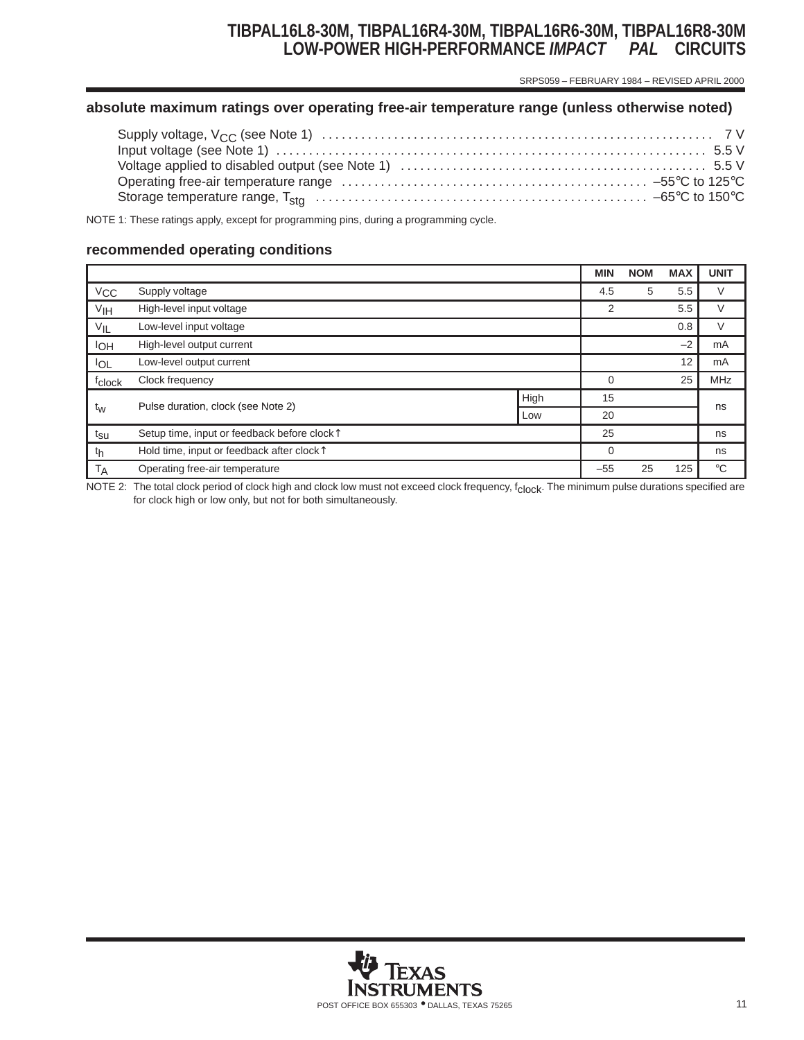## absolute maximum ratings over operating free-air temperature range (unless otherwise noted)

Supply voltage, $V_{CC}$ (see Note 1) . . . . . . . . . . . . . . . . . . . . . . . . . . . . . . . . . . . . . . . . . . . . . . . . . . . . . . . . . . . 7 V
Input voltage (see Note 1) . . . . . . . . . . . . . . . . . . . . . . . . . . . . . . . . . . . . . . . . . . . . . . . . . . . . . . . . . . . . . . . . 5.5 V
Voltage applied to disabled output (see Note 1) . . . . . . . . . . . . . . . . . . . . . . . . . . . . . . . . . . . . . . . . . . . . . 5.5 V
Operating free-air temperature range . . . . . . . . . . . . . . . . . . . . . . . . . . . . . . . . . . . . . . . . . . . . . . –55°C to 125°C
Storage temperature range, $T_{stg}$ . . . . . . . . . . . . . . . . . . . . . . . . . . . . . . . . . . . . . . . . . . . . . . . . . . –65°C to 150°C

NOTE 1: These ratings apply, except for programming pins, during a programming cycle.

## recommended operating conditions

| | | | MIN | NOM | MAX | UNIT |
|---|---|---|---|---|---|---|
| $V_{CC}$ | Supply voltage | | 4.5 | 5 | 5.5 | V |
| $V_{IH}$ | High-level input voltage | | 2 | | 5.5 | V |
| $V_{IL}$ | Low-level input voltage | | | | 0.8 | V |
| $I_{OH}$ | High-level output current | | | | –2 | mA |
| $I_{OL}$ | Low-level output current | | | | 12 | mA |
| $f_{clock}$ | Clock frequency | | 0 | | 25 | MHz |
| $t_w$ | Pulse duration, clock (see Note 2) | High | 15 | | | ns |
| | | Low | 20 | | | |
| $t_{su}$ | Setup time, input or feedback before clock↑ | | 25 | | | ns |
| $t_h$ | Hold time, input or feedback after clock↑ | | 0 | | | ns |
| $T_A$ | Operating free-air temperature | | –55 | 25 | 125 | °C |

NOTE 2: The total clock period of clock high and clock low must not exceed clock frequency, $f_{clock}$. The minimum pulse durations specified are for clock high or low only, but not for both simultaneously.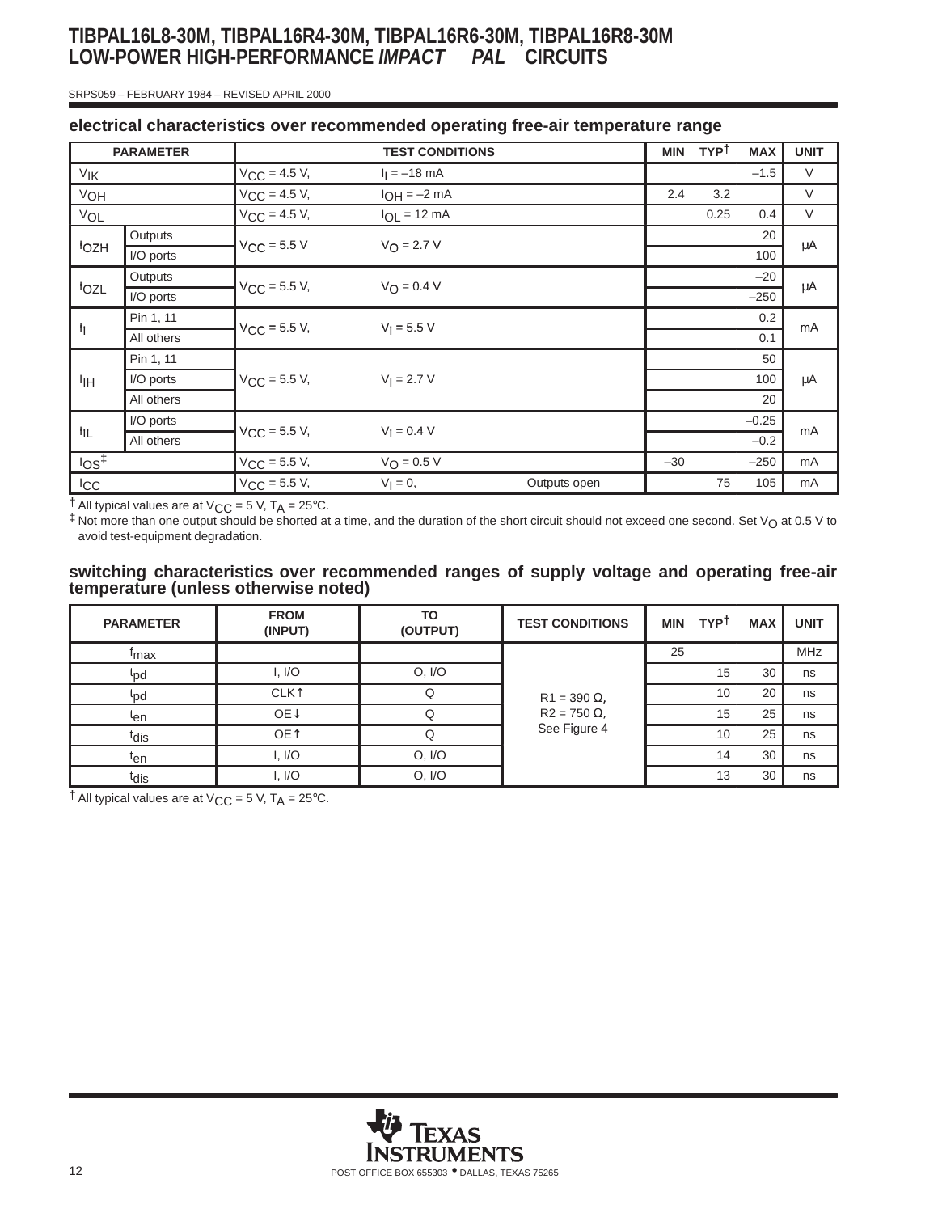## electrical characteristics over recommended operating free-air temperature range

| PARAMETER | | TEST CONDITIONS | | | MIN | TYP† | MAX | UNIT |
|---|---|---|---|---|---|---|---|---|
| $V_{IK}$ | | $V_{CC}$ = 4.5 V, | $I_I$ = –18 mA | | | | –1.5 | V |
| $V_{OH}$ | | $V_{CC}$ = 4.5 V, | $I_{OH}$ = –2 mA | | 2.4 | 3.2 | | V |
| $V_{OL}$ | | $V_{CC}$ = 4.5 V, | $I_{OL}$ = 12 mA | | | 0.25 | 0.4 | V |
| $I_{OZH}$ | Outputs | $V_{CC}$ = 5.5 V | $V_O$ = 2.7 V | | | | 20 | μA |
| | I/O ports | | | | | | 100 | |
| $I_{OZL}$ | Outputs | $V_{CC}$ = 5.5 V, | $V_O$ = 0.4 V | | | | –20 | μA |
| | I/O ports | | | | | | –250 | |
| $I_I$ | Pin 1, 11 | $V_{CC}$ = 5.5 V, | $V_I$ = 5.5 V | | | | 0.2 | mA |
| | All others | | | | | | 0.1 | |
| $I_{IH}$ | Pin 1, 11 | $V_{CC}$ = 5.5 V, | $V_I$ = 2.7 V | | | | 50 | μA |
| | I/O ports | | | | | | 100 | |
| | All others | | | | | | 20 | |
| $I_{IL}$ | I/O ports | $V_{CC}$ = 5.5 V, | $V_I$ = 0.4 V | | | | –0.25 | mA |
| | All others | | | | | | –0.2 | |
| $I_{OS}$‡ | | $V_{CC}$ = 5.5 V, | $V_O$ = 0.5 V | | –30 | | –250 | mA |
| $I_{CC}$ | | $V_{CC}$ = 5.5 V, | $V_I$ = 0, | Outputs open | | 75 | 105 | mA |

† All typical values are at $V_{CC}$ = 5 V, $T_A$ = 25°C.
‡ Not more than one output should be shorted at a time, and the duration of the short circuit should not exceed one second. Set $V_O$ at 0.5 V to avoid test-equipment degradation.

## switching characteristics over recommended ranges of supply voltage and operating free-air temperature (unless otherwise noted)

| PARAMETER | FROM (INPUT) | TO (OUTPUT) | TEST CONDITIONS | MIN | TYP† | MAX | UNIT |
|---|---|---|---|---|---|---|---|
| $f_{max}$ | | | R1 = 390 Ω, R2 = 750 Ω, See Figure 4 | 25 | | | MHz |
| $t_{pd}$ | I, I/O | O, I/O | | | 15 | 30 | ns |
| $t_{pd}$ | CLK↑ | Q | | | 10 | 20 | ns |
| $t_{en}$ | OE↓ | Q | | | 15 | 25 | ns |
| $t_{dis}$ | OE↑ | Q | | | 10 | 25 | ns |
| $t_{en}$ | I, I/O | O, I/O | | | 14 | 30 | ns |
| $t_{dis}$ | I, I/O | O, I/O | | | 13 | 30 | ns |

† All typical values are at $V_{CC}$ = 5 V, $T_A$ = 25°C.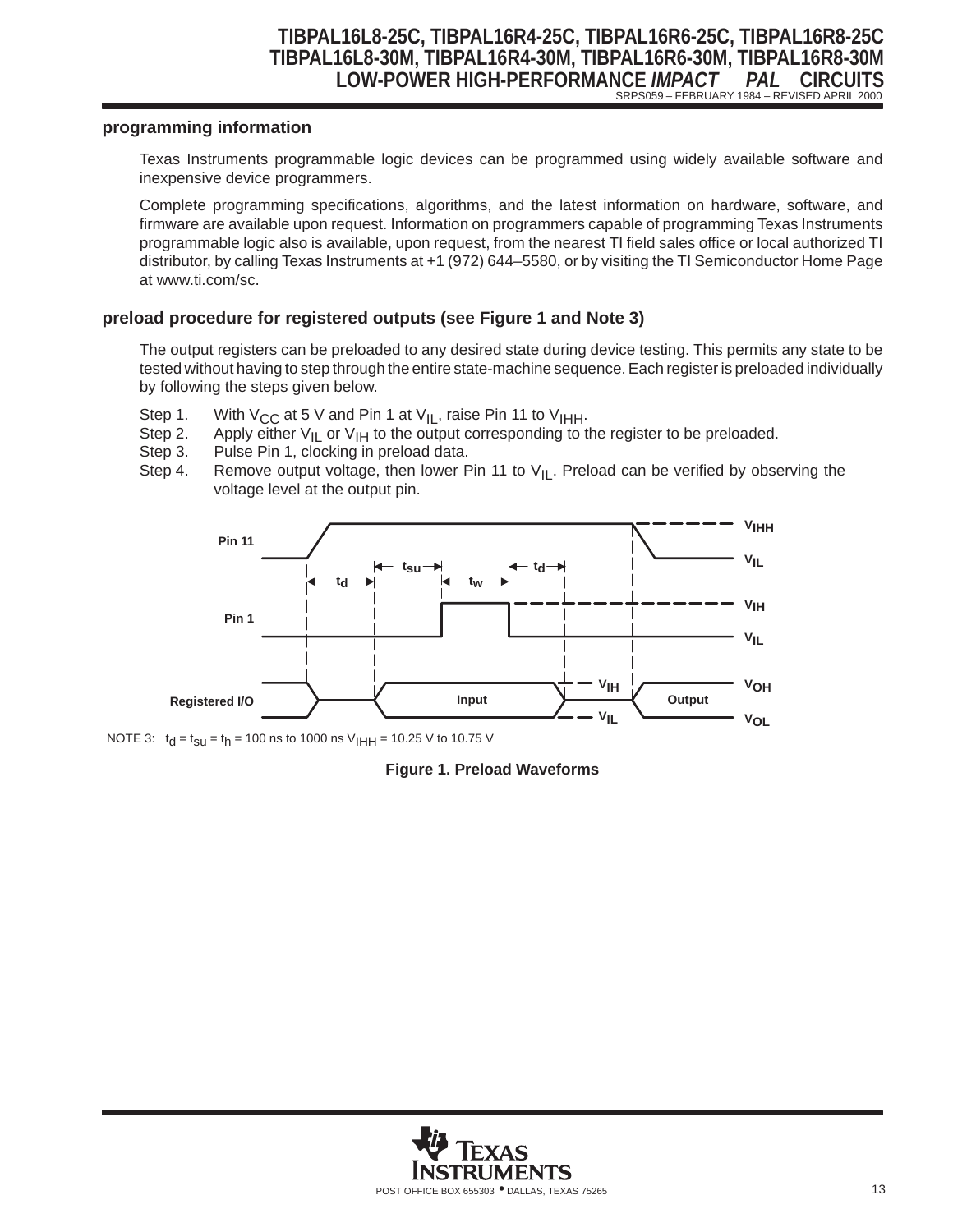## programming information

Texas Instruments programmable logic devices can be programmed using widely available software and inexpensive device programmers.

Complete programming specifications, algorithms, and the latest information on hardware, software, and firmware are available upon request. Information on programmers capable of programming Texas Instruments programmable logic also is available, upon request, from the nearest TI field sales office or local authorized TI distributor, by calling Texas Instruments at +1 (972) 644–5580, or by visiting the TI Semiconductor Home Page at www.ti.com/sc.

## preload procedure for registered outputs (see Figure 1 and Note 3)

The output registers can be preloaded to any desired state during device testing. This permits any state to be tested without having to step through the entire state-machine sequence. Each register is preloaded individually by following the steps given below.

Step 1. With $V_{CC}$ at 5 V and Pin 1 at $V_{IL}$, raise Pin 11 to $V_{IHH}$.
Step 2. Apply either $V_{IL}$ or $V_{IH}$ to the output corresponding to the register to be preloaded.
Step 3. Pulse Pin 1, clocking in preload data.
Step 4. Remove output voltage, then lower Pin 11 to $V_{IL}$. Preload can be verified by observing the voltage level at the output pin.

NOTE 3: $t_d = t_{su} = t_h$ = 100 ns to 1000 ns $V_{IHH}$ = 10.25 V to 10.75 V

**Figure 1. Preload Waveforms**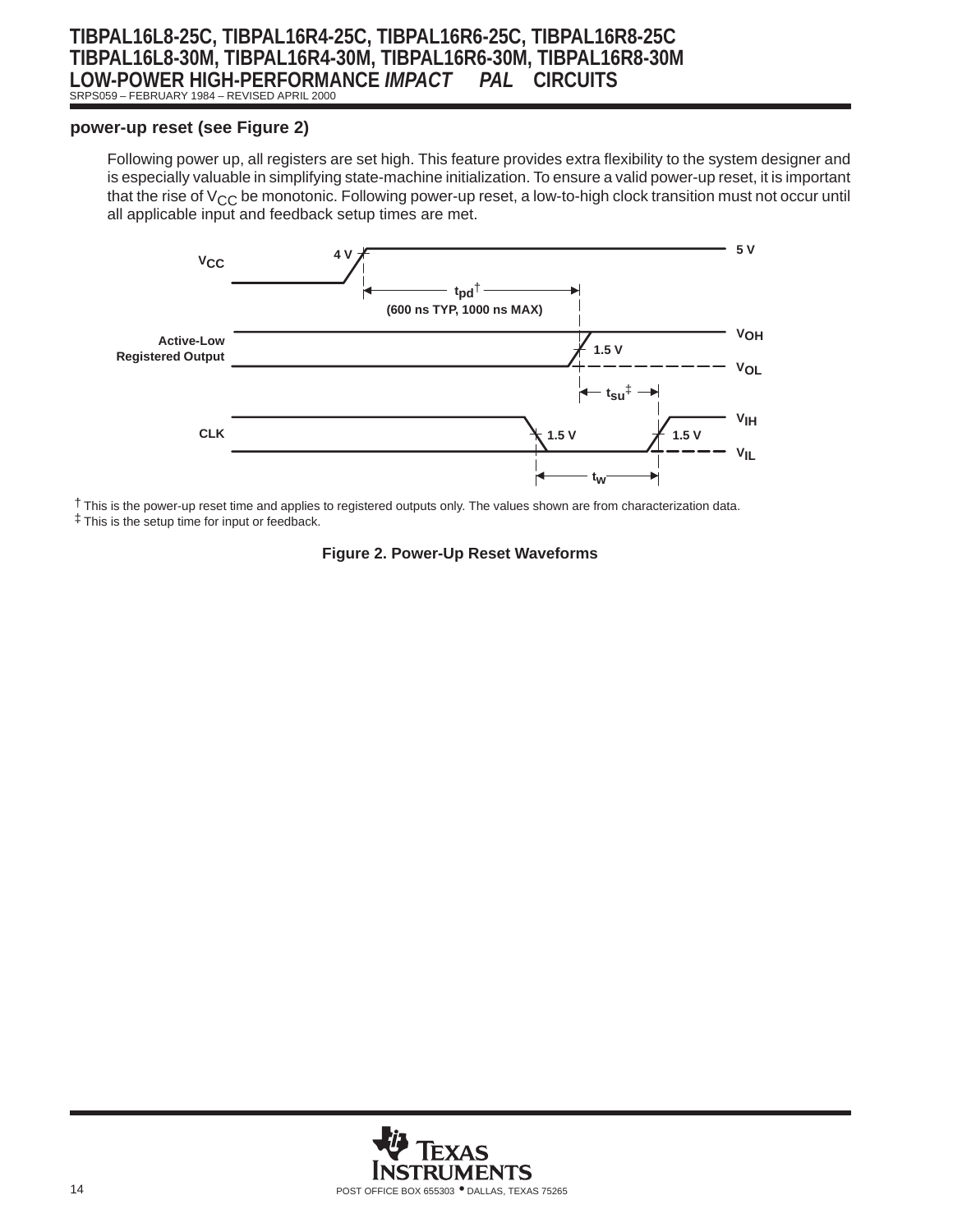### power-up reset (see Figure 2)

Following power up, all registers are set high. This feature provides extra flexibility to the system designer and is especially valuable in simplifying state-machine initialization. To ensure a valid power-up reset, it is important that the rise of $V_{CC}$ be monotonic. Following power-up reset, a low-to-high clock transition must not occur until all applicable input and feedback setup times are met.

$V_{CC}$ 4 V 5 V

$t_{pd}$† (600 ns TYP, 1000 ns MAX)

Active-Low Registered Output 1.5 V $V_{OH}$ $V_{OL}$

$t_{su}$‡

CLK 1.5 V 1.5 V $V_{IH}$ $V_{IL}$

$t_w$

† This is the power-up reset time and applies to registered outputs only. The values shown are from characterization data.
‡ This is the setup time for input or feedback.

**Figure 2. Power-Up Reset Waveforms**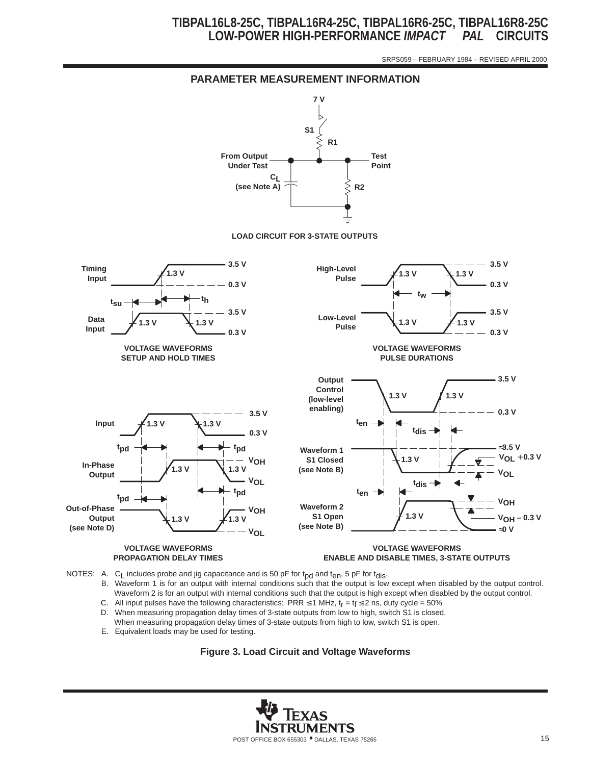## PARAMETER MEASUREMENT INFORMATION

7 V

S1

R1

From Output Under Test

Test Point

$C_L$ (see Note A)

R2

LOAD CIRCUIT FOR 3-STATE OUTPUTS

Timing Input — 1.3 V — 3.5 V — 0.3 V

$t_{su}$ — $t_h$

Data Input — 1.3 V — 1.3 V — 3.5 V — 0.3 V

VOLTAGE WAVEFORMS SETUP AND HOLD TIMES

High-Level Pulse — 1.3 V — 1.3 V — 3.5 V — 0.3 V

$t_w$

Low-Level Pulse — 1.3 V — 1.3 V — 3.5 V — 0.3 V

VOLTAGE WAVEFORMS PULSE DURATIONS

Input — 1.3 V — 1.3 V — 3.5 V — 0.3 V

$t_{pd}$ — $t_{pd}$

In-Phase Output — 1.3 V — 1.3 V — $V_{OH}$ — $V_{OL}$

$t_{pd}$ — $t_{pd}$

Out-of-Phase Output (see Note D) — 1.3 V — 1.3 V — $V_{OH}$ — $V_{OL}$

VOLTAGE WAVEFORMS PROPAGATION DELAY TIMES

Output Control (low-level enabling) — 1.3 V — 1.3 V — 3.5 V — 0.3 V

$t_{en}$ — $t_{dis}$

Waveform 1 S1 Closed (see Note B) — 1.3 V — ≈3.5 V — $V_{OL}$ + 0.3 V — $V_{OL}$

$t_{en}$ — $t_{dis}$

Waveform 2 S1 Open (see Note B) — 1.3 V — $V_{OH}$ — $V_{OH}$ − 0.3 V — ≈0 V

VOLTAGE WAVEFORMS ENABLE AND DISABLE TIMES, 3-STATE OUTPUTS

NOTES:
- A. $C_L$ includes probe and jig capacitance and is 50 pF for $t_{pd}$ and $t_{en}$, 5 pF for $t_{dis}$.
- B. Waveform 1 is for an output with internal conditions such that the output is low except when disabled by the output control. Waveform 2 is for an output with internal conditions such that the output is high except when disabled by the output control.
- C. All input pulses have the following characteristics: PRR ≤ 1 MHz, $t_r = t_f \leq 2$ ns, duty cycle = 50%
- D. When measuring propagation delay times of 3-state outputs from low to high, switch S1 is closed. When measuring propagation delay times of 3-state outputs from high to low, switch S1 is open.
- E. Equivalent loads may be used for testing.

**Figure 3. Load Circuit and Voltage Waveforms**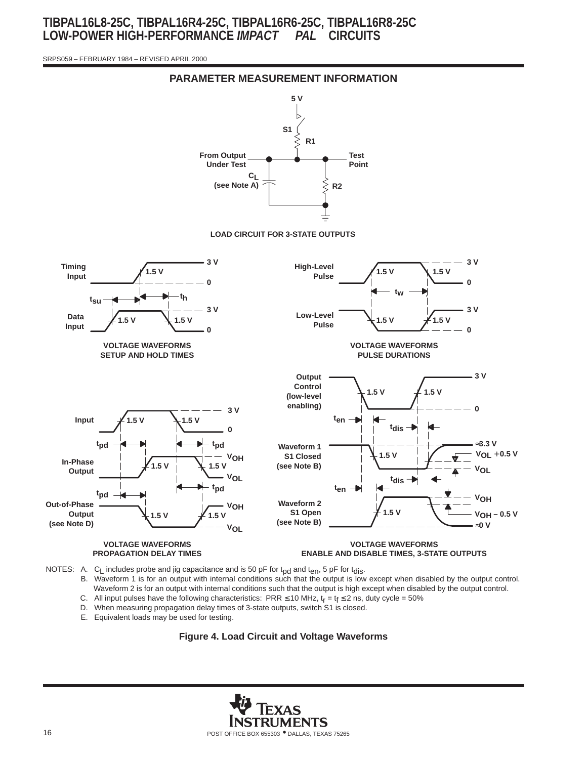## PARAMETER MEASUREMENT INFORMATION

5 V

S1

R1

From Output Under Test

Test Point

$C_L$ (see Note A)

R2

**LOAD CIRCUIT FOR 3-STATE OUTPUTS**

**VOLTAGE WAVEFORMS SETUP AND HOLD TIMES**

**VOLTAGE WAVEFORMS PULSE DURATIONS**

**VOLTAGE WAVEFORMS PROPAGATION DELAY TIMES**

**VOLTAGE WAVEFORMS ENABLE AND DISABLE TIMES, 3-STATE OUTPUTS**

NOTES:
- A. $C_L$ includes probe and jig capacitance and is 50 pF for $t_{pd}$ and $t_{en}$, 5 pF for $t_{dis}$.
- B. Waveform 1 is for an output with internal conditions such that the output is low except when disabled by the output control. Waveform 2 is for an output with internal conditions such that the output is high except when disabled by the output control.
- C. All input pulses have the following characteristics: PRR ≤ 10 MHz, $t_r = t_f \leq 2$ ns, duty cycle = 50%
- D. When measuring propagation delay times of 3-state outputs, switch S1 is closed.
- E. Equivalent loads may be used for testing.

**Figure 4. Load Circuit and Voltage Waveforms**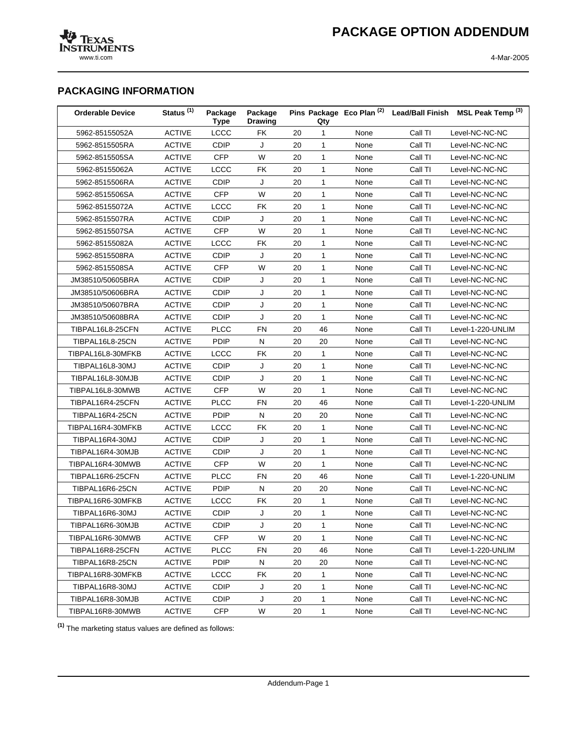## PACKAGING INFORMATION

| Orderable Device | Status [1] | Package Type | Package Drawing | Pins | Package Qty | Eco Plan [2] | Lead/Ball Finish | MSL Peak Temp [3] |
|---|---|---|---|---|---|---|---|---|
| 5962-85155052A | ACTIVE | LCCC | FK | 20 | 1 | None | Call TI | Level-NC-NC-NC |
| 5962-8515505RA | ACTIVE | CDIP | J | 20 | 1 | None | Call TI | Level-NC-NC-NC |
| 5962-8515505SA | ACTIVE | CFP | W | 20 | 1 | None | Call TI | Level-NC-NC-NC |
| 5962-85155062A | ACTIVE | LCCC | FK | 20 | 1 | None | Call TI | Level-NC-NC-NC |
| 5962-8515506RA | ACTIVE | CDIP | J | 20 | 1 | None | Call TI | Level-NC-NC-NC |
| 5962-8515506SA | ACTIVE | CFP | W | 20 | 1 | None | Call TI | Level-NC-NC-NC |
| 5962-85155072A | ACTIVE | LCCC | FK | 20 | 1 | None | Call TI | Level-NC-NC-NC |
| 5962-8515507RA | ACTIVE | CDIP | J | 20 | 1 | None | Call TI | Level-NC-NC-NC |
| 5962-8515507SA | ACTIVE | CFP | W | 20 | 1 | None | Call TI | Level-NC-NC-NC |
| 5962-85155082A | ACTIVE | LCCC | FK | 20 | 1 | None | Call TI | Level-NC-NC-NC |
| 5962-8515508RA | ACTIVE | CDIP | J | 20 | 1 | None | Call TI | Level-NC-NC-NC |
| 5962-8515508SA | ACTIVE | CFP | W | 20 | 1 | None | Call TI | Level-NC-NC-NC |
| JM38510/50605BRA | ACTIVE | CDIP | J | 20 | 1 | None | Call TI | Level-NC-NC-NC |
| JM38510/50606BRA | ACTIVE | CDIP | J | 20 | 1 | None | Call TI | Level-NC-NC-NC |
| JM38510/50607BRA | ACTIVE | CDIP | J | 20 | 1 | None | Call TI | Level-NC-NC-NC |
| JM38510/50608BRA | ACTIVE | CDIP | J | 20 | 1 | None | Call TI | Level-NC-NC-NC |
| TIBPAL16L8-25CFN | ACTIVE | PLCC | FN | 20 | 46 | None | Call TI | Level-1-220-UNLIM |
| TIBPAL16L8-25CN | ACTIVE | PDIP | N | 20 | 20 | None | Call TI | Level-NC-NC-NC |
| TIBPAL16L8-30MFKB | ACTIVE | LCCC | FK | 20 | 1 | None | Call TI | Level-NC-NC-NC |
| TIBPAL16L8-30MJ | ACTIVE | CDIP | J | 20 | 1 | None | Call TI | Level-NC-NC-NC |
| TIBPAL16L8-30MJB | ACTIVE | CDIP | J | 20 | 1 | None | Call TI | Level-NC-NC-NC |
| TIBPAL16L8-30MWB | ACTIVE | CFP | W | 20 | 1 | None | Call TI | Level-NC-NC-NC |
| TIBPAL16R4-25CFN | ACTIVE | PLCC | FN | 20 | 46 | None | Call TI | Level-1-220-UNLIM |
| TIBPAL16R4-25CN | ACTIVE | PDIP | N | 20 | 20 | None | Call TI | Level-NC-NC-NC |
| TIBPAL16R4-30MFKB | ACTIVE | LCCC | FK | 20 | 1 | None | Call TI | Level-NC-NC-NC |
| TIBPAL16R4-30MJ | ACTIVE | CDIP | J | 20 | 1 | None | Call TI | Level-NC-NC-NC |
| TIBPAL16R4-30MJB | ACTIVE | CDIP | J | 20 | 1 | None | Call TI | Level-NC-NC-NC |
| TIBPAL16R4-30MWB | ACTIVE | CFP | W | 20 | 1 | None | Call TI | Level-NC-NC-NC |
| TIBPAL16R6-25CFN | ACTIVE | PLCC | FN | 20 | 46 | None | Call TI | Level-1-220-UNLIM |
| TIBPAL16R6-25CN | ACTIVE | PDIP | N | 20 | 20 | None | Call TI | Level-NC-NC-NC |
| TIBPAL16R6-30MFKB | ACTIVE | LCCC | FK | 20 | 1 | None | Call TI | Level-NC-NC-NC |
| TIBPAL16R6-30MJ | ACTIVE | CDIP | J | 20 | 1 | None | Call TI | Level-NC-NC-NC |
| TIBPAL16R6-30MJB | ACTIVE | CDIP | J | 20 | 1 | None | Call TI | Level-NC-NC-NC |
| TIBPAL16R6-30MWB | ACTIVE | CFP | W | 20 | 1 | None | Call TI | Level-NC-NC-NC |
| TIBPAL16R8-25CFN | ACTIVE | PLCC | FN | 20 | 46 | None | Call TI | Level-1-220-UNLIM |
| TIBPAL16R8-25CN | ACTIVE | PDIP | N | 20 | 20 | None | Call TI | Level-NC-NC-NC |
| TIBPAL16R8-30MFKB | ACTIVE | LCCC | FK | 20 | 1 | None | Call TI | Level-NC-NC-NC |
| TIBPAL16R8-30MJ | ACTIVE | CDIP | J | 20 | 1 | None | Call TI | Level-NC-NC-NC |
| TIBPAL16R8-30MJB | ACTIVE | CDIP | J | 20 | 1 | None | Call TI | Level-NC-NC-NC |
| TIBPAL16R8-30MWB | ACTIVE | CFP | W | 20 | 1 | None | Call TI | Level-NC-NC-NC |

[1] The marketing status values are defined as follows: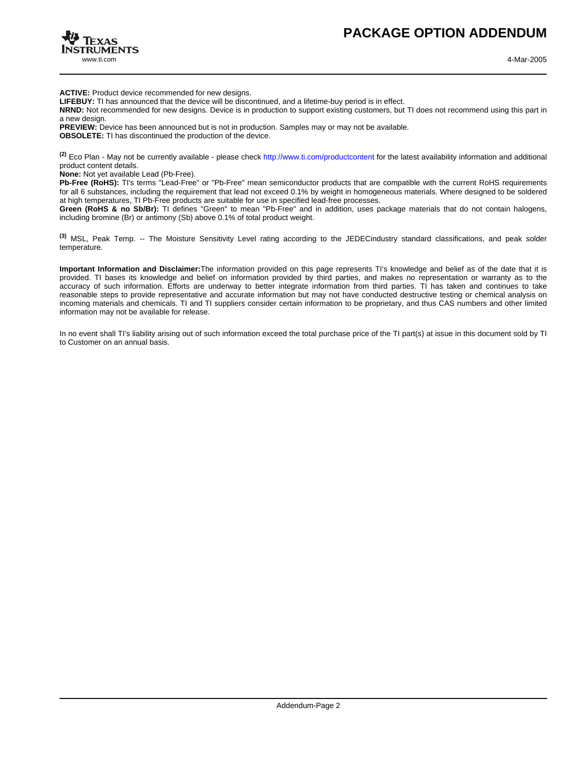**ACTIVE:** Product device recommended for new designs.
**LIFEBUY:** TI has announced that the device will be discontinued, and a lifetime-buy period is in effect.
**NRND:** Not recommended for new designs. Device is in production to support existing customers, but TI does not recommend using this part in a new design.
**PREVIEW:** Device has been announced but is not in production. Samples may or may not be available.
**OBSOLETE:** TI has discontinued the production of the device.

(2) Eco Plan - May not be currently available - please check http://www.ti.com/productcontent for the latest availability information and additional product content details.
**None:** Not yet available Lead (Pb-Free).
**Pb-Free (RoHS):** TI's terms "Lead-Free" or "Pb-Free" mean semiconductor products that are compatible with the current RoHS requirements for all 6 substances, including the requirement that lead not exceed 0.1% by weight in homogeneous materials. Where designed to be soldered at high temperatures, TI Pb-Free products are suitable for use in specified lead-free processes.
**Green (RoHS & no Sb/Br):** TI defines "Green" to mean "Pb-Free" and in addition, uses package materials that do not contain halogens, including bromine (Br) or antimony (Sb) above 0.1% of total product weight.

(3) MSL, Peak Temp. -- The Moisture Sensitivity Level rating according to the JEDECindustry standard classifications, and peak solder temperature.

**Important Information and Disclaimer:**The information provided on this page represents TI's knowledge and belief as of the date that it is provided. TI bases its knowledge and belief on information provided by third parties, and makes no representation or warranty as to the accuracy of such information. Efforts are underway to better integrate information from third parties. TI has taken and continues to take reasonable steps to provide representative and accurate information but may not have conducted destructive testing or chemical analysis on incoming materials and chemicals. TI and TI suppliers consider certain information to be proprietary, and thus CAS numbers and other limited information may not be available for release.

In no event shall TI's liability arising out of such information exceed the total purchase price of the TI part(s) at issue in this document sold by TI to Customer on an annual basis.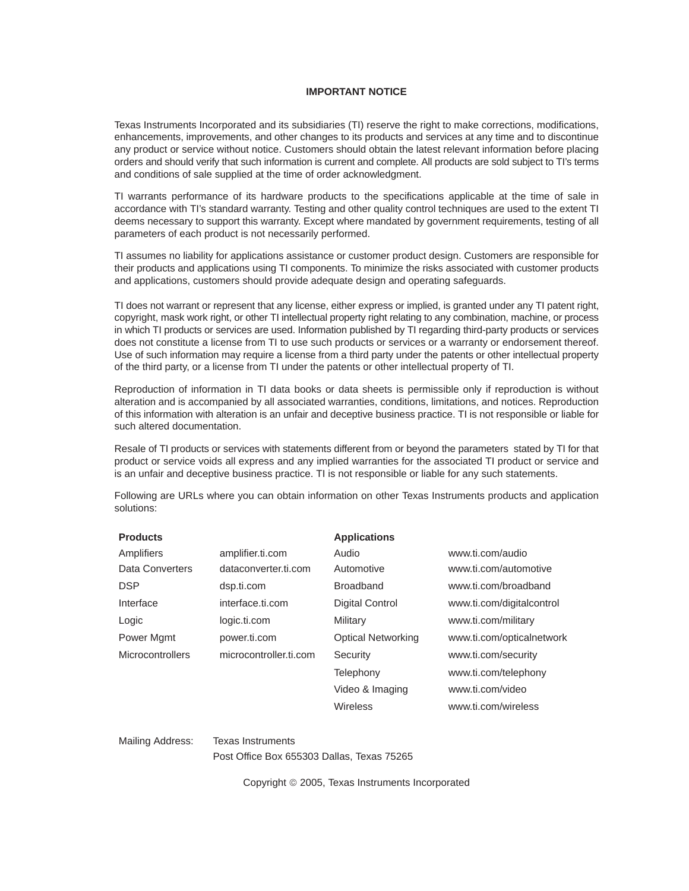## IMPORTANT NOTICE

Texas Instruments Incorporated and its subsidiaries (TI) reserve the right to make corrections, modifications, enhancements, improvements, and other changes to its products and services at any time and to discontinue any product or service without notice. Customers should obtain the latest relevant information before placing orders and should verify that such information is current and complete. All products are sold subject to TI's terms and conditions of sale supplied at the time of order acknowledgment.

TI warrants performance of its hardware products to the specifications applicable at the time of sale in accordance with TI's standard warranty. Testing and other quality control techniques are used to the extent TI deems necessary to support this warranty. Except where mandated by government requirements, testing of all parameters of each product is not necessarily performed.

TI assumes no liability for applications assistance or customer product design. Customers are responsible for their products and applications using TI components. To minimize the risks associated with customer products and applications, customers should provide adequate design and operating safeguards.

TI does not warrant or represent that any license, either express or implied, is granted under any TI patent right, copyright, mask work right, or other TI intellectual property right relating to any combination, machine, or process in which TI products or services are used. Information published by TI regarding third-party products or services does not constitute a license from TI to use such products or services or a warranty or endorsement thereof. Use of such information may require a license from a third party under the patents or other intellectual property of the third party, or a license from TI under the patents or other intellectual property of TI.

Reproduction of information in TI data books or data sheets is permissible only if reproduction is without alteration and is accompanied by all associated warranties, conditions, limitations, and notices. Reproduction of this information with alteration is an unfair and deceptive business practice. TI is not responsible or liable for such altered documentation.

Resale of TI products or services with statements different from or beyond the parameters stated by TI for that product or service voids all express and any implied warranties for the associated TI product or service and is an unfair and deceptive business practice. TI is not responsible or liable for any such statements.

Following are URLs where you can obtain information on other Texas Instruments products and application solutions:

| **Products** | | **Applications** | |
|---|---|---|---|
| Amplifiers | amplifier.ti.com | Audio | www.ti.com/audio |
| Data Converters | dataconverter.ti.com | Automotive | www.ti.com/automotive |
| DSP | dsp.ti.com | Broadband | www.ti.com/broadband |
| Interface | interface.ti.com | Digital Control | www.ti.com/digitalcontrol |
| Logic | logic.ti.com | Military | www.ti.com/military |
| Power Mgmt | power.ti.com | Optical Networking | www.ti.com/opticalnetwork |
| Microcontrollers | microcontroller.ti.com | Security | www.ti.com/security |
| | | Telephony | www.ti.com/telephony |
| | | Video & Imaging | www.ti.com/video |
| | | Wireless | www.ti.com/wireless |

Mailing Address: Texas Instruments
Post Office Box 655303 Dallas, Texas 75265

Copyright © 2005, Texas Instruments Incorporated